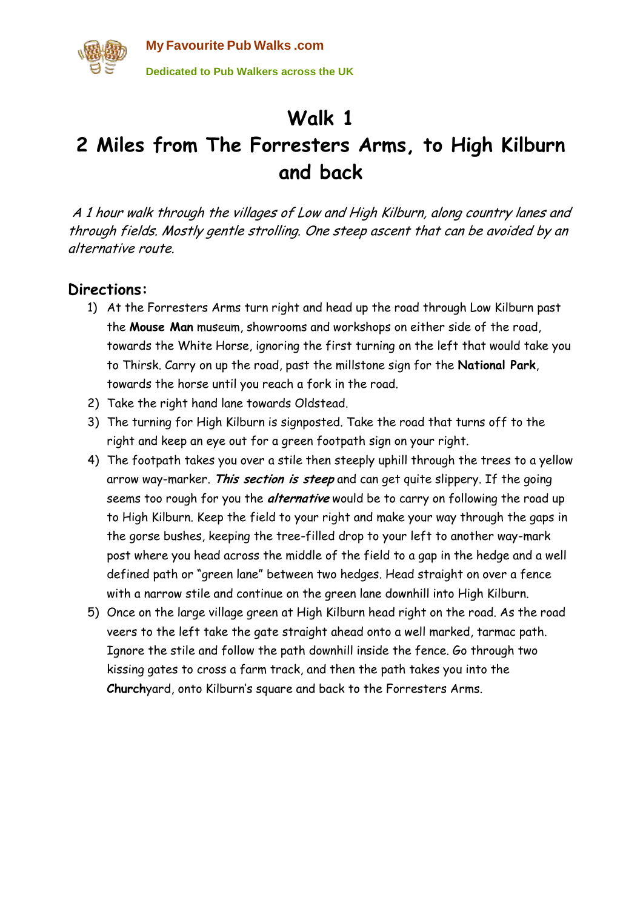My Favourite Pub Walks .com

Dedicated to Pub Walkers across the UK

# Walk 1

# 2 Miles from The Forresters Arms, to High Kilburn and back

*A 1 hour walk through the villages of Low and High Kilburn, along country lanes and through fields. Mostly gentle strolling. One steep ascent that can be avoided by an alternative route.*

## Directions:

1) At the Forresters Arms turn right and head up the road through Low Kilburn past the **Mouse Man** museum, showrooms and workshops on either side of the road, towards the White Horse, ignoring the first turning on the left that would take you to Thirsk. Carry on up the road, past the millstone sign for the **National Park**, towards the horse until you reach a fork in the road.
2) Take the right hand lane towards Oldstead.
3) The turning for High Kilburn is signposted. Take the road that turns off to the right and keep an eye out for a green footpath sign on your right.
4) The footpath takes you over a stile then steeply uphill through the trees to a yellow arrow way-marker. ***This section is steep*** and can get quite slippery. If the going seems too rough for you the ***alternative*** would be to carry on following the road up to High Kilburn. Keep the field to your right and make your way through the gaps in the gorse bushes, keeping the tree-filled drop to your left to another way-mark post where you head across the middle of the field to a gap in the hedge and a well defined path or "green lane" between two hedges. Head straight on over a fence with a narrow stile and continue on the green lane downhill into High Kilburn.
5) Once on the large village green at High Kilburn head right on the road. As the road veers to the left take the gate straight ahead onto a well marked, tarmac path. Ignore the stile and follow the path downhill inside the fence. Go through two kissing gates to cross a farm track, and then the path takes you into the **Church**yard, onto Kilburn's square and back to the Forresters Arms.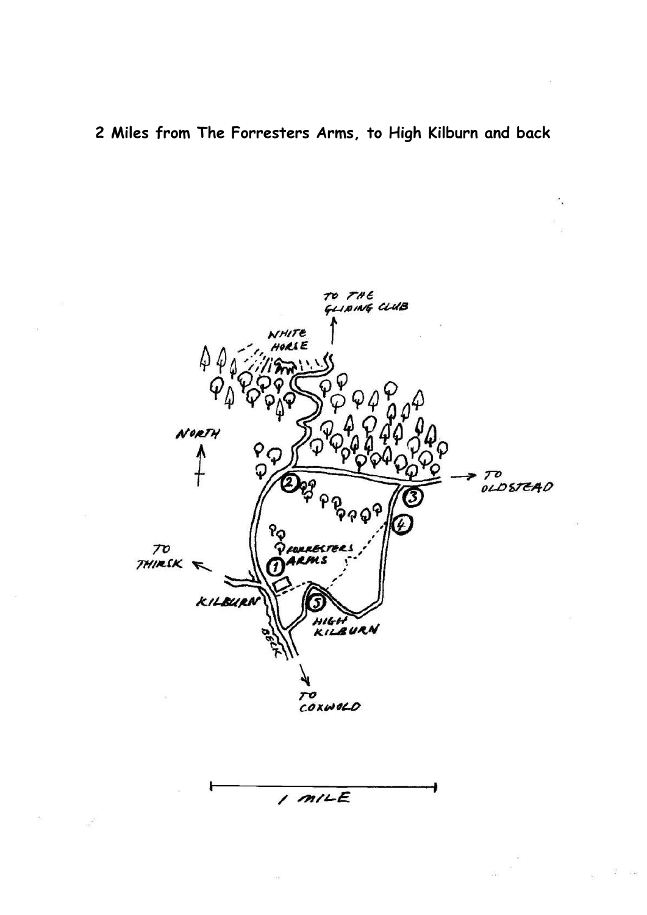2 Miles from The Forresters Arms, to High Kilburn and back

TO THE GLIDING CLUB

WHITE HORSE

NORTH

TO OLDSTEAD

TO THIRSK

FORRESTERS ARMS

KILBURN

HIGH KILBURN

BECK

TO COXWOLD

1 MILE